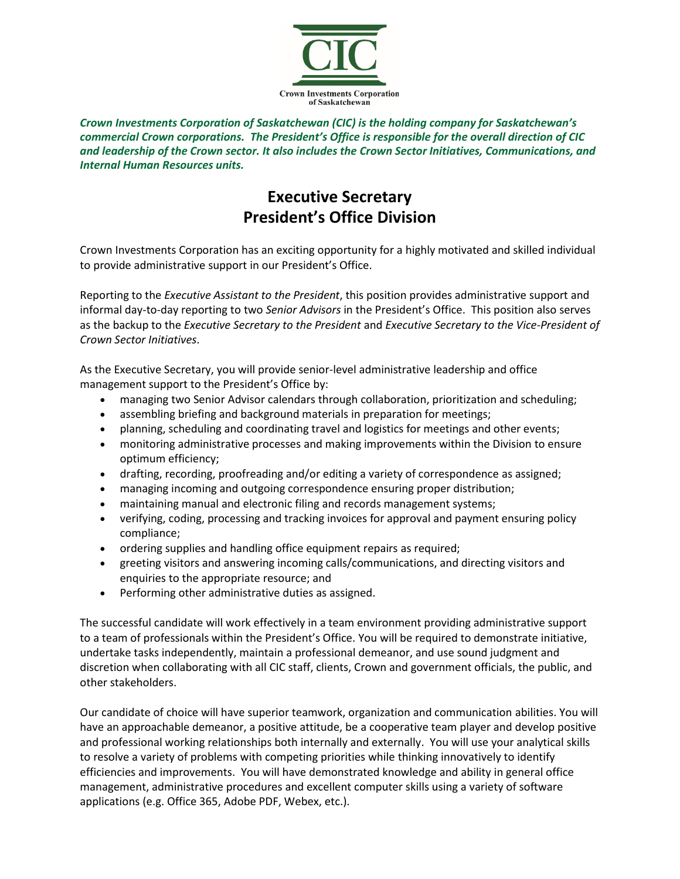CIC

Crown Investments Corporation of Saskatchewan

***Crown Investments Corporation of Saskatchewan (CIC) is the holding company for Saskatchewan's commercial Crown corporations. The President's Office is responsible for the overall direction of CIC and leadership of the Crown sector. It also includes the Crown Sector Initiatives, Communications, and Internal Human Resources units.***

# Executive Secretary
# President's Office Division

Crown Investments Corporation has an exciting opportunity for a highly motivated and skilled individual to provide administrative support in our President's Office.

Reporting to the *Executive Assistant to the President*, this position provides administrative support and informal day-to-day reporting to two *Senior Advisors* in the President's Office. This position also serves as the backup to the *Executive Secretary to the President* and *Executive Secretary to the Vice-President of Crown Sector Initiatives*.

As the Executive Secretary, you will provide senior-level administrative leadership and office management support to the President's Office by:

- managing two Senior Advisor calendars through collaboration, prioritization and scheduling;
- assembling briefing and background materials in preparation for meetings;
- planning, scheduling and coordinating travel and logistics for meetings and other events;
- monitoring administrative processes and making improvements within the Division to ensure optimum efficiency;
- drafting, recording, proofreading and/or editing a variety of correspondence as assigned;
- managing incoming and outgoing correspondence ensuring proper distribution;
- maintaining manual and electronic filing and records management systems;
- verifying, coding, processing and tracking invoices for approval and payment ensuring policy compliance;
- ordering supplies and handling office equipment repairs as required;
- greeting visitors and answering incoming calls/communications, and directing visitors and enquiries to the appropriate resource; and
- Performing other administrative duties as assigned.

The successful candidate will work effectively in a team environment providing administrative support to a team of professionals within the President's Office. You will be required to demonstrate initiative, undertake tasks independently, maintain a professional demeanor, and use sound judgment and discretion when collaborating with all CIC staff, clients, Crown and government officials, the public, and other stakeholders.

Our candidate of choice will have superior teamwork, organization and communication abilities. You will have an approachable demeanor, a positive attitude, be a cooperative team player and develop positive and professional working relationships both internally and externally. You will use your analytical skills to resolve a variety of problems with competing priorities while thinking innovatively to identify efficiencies and improvements. You will have demonstrated knowledge and ability in general office management, administrative procedures and excellent computer skills using a variety of software applications (e.g. Office 365, Adobe PDF, Webex, etc.).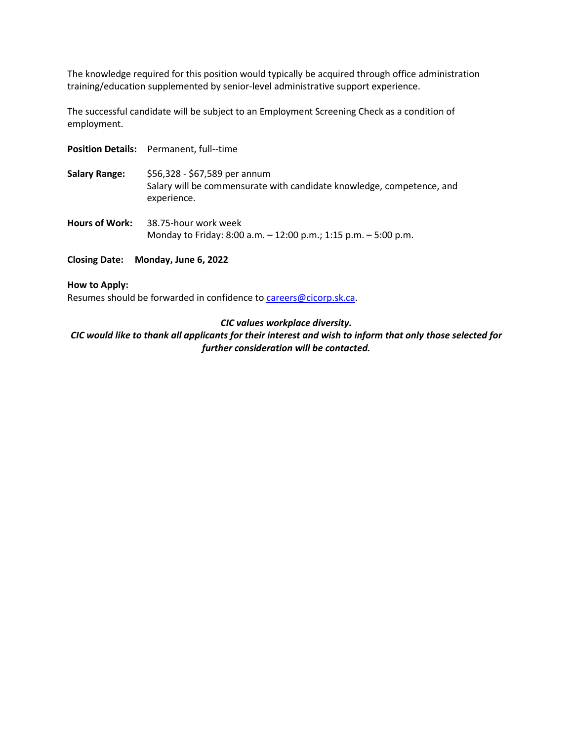The knowledge required for this position would typically be acquired through office administration training/education supplemented by senior-level administrative support experience.

The successful candidate will be subject to an Employment Screening Check as a condition of employment.

**Position Details:** Permanent, full--time

**Salary Range:** $56,328 - $67,589 per annum
Salary will be commensurate with candidate knowledge, competence, and experience.

**Hours of Work:** 38.75-hour work week
Monday to Friday: 8:00 a.m. – 12:00 p.m.; 1:15 p.m. – 5:00 p.m.

**Closing Date: Monday, June 6, 2022**

**How to Apply:**
Resumes should be forwarded in confidence to careers@cicorp.sk.ca.

***CIC values workplace diversity.***
***CIC would like to thank all applicants for their interest and wish to inform that only those selected for further consideration will be contacted.***